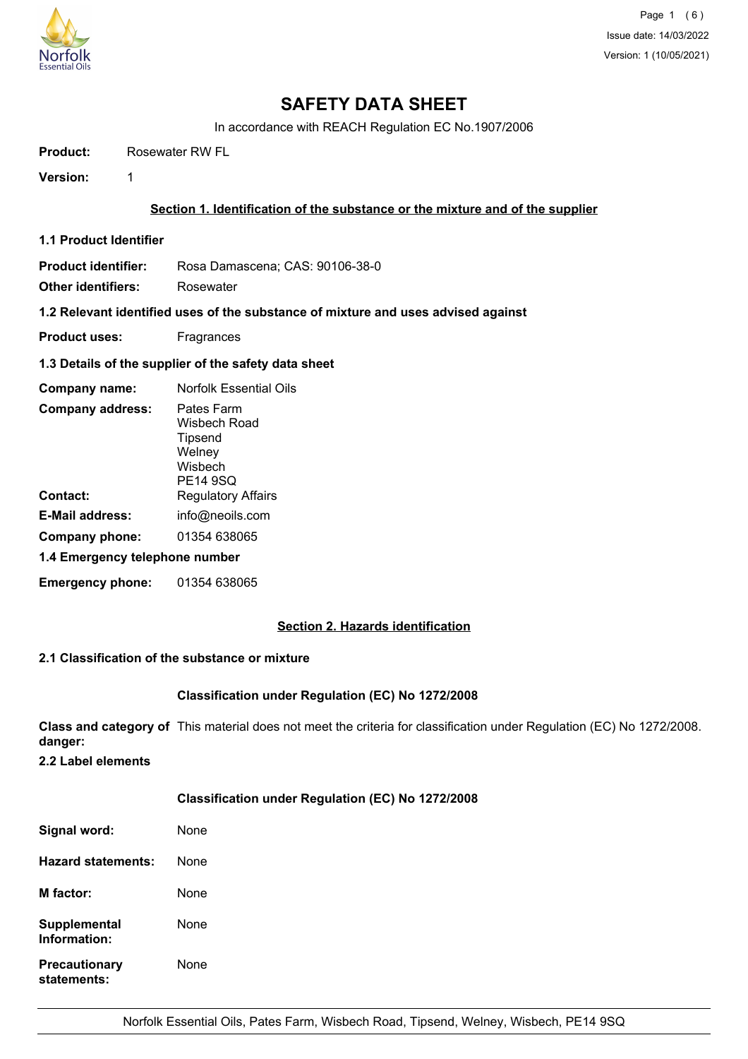# SAFETY DATA SHEET

In accordance with REACH Regulation EC No.1907/2006

**Product:** Rosewater RW FL

**Version:** 1

## Section 1. Identification of the substance or the mixture and of the supplier

### 1.1 Product Identifier

**Product identifier:** Rosa Damascena; CAS: 90106-38-0

**Other identifiers:** Rosewater

### 1.2 Relevant identified uses of the substance of mixture and uses advised against

**Product uses:** Fragrances

### 1.3 Details of the supplier of the safety data sheet

**Company name:** Norfolk Essential Oils

**Company address:** Pates Farm
Wisbech Road
Tipsend
Welney
Wisbech
PE14 9SQ

**Contact:** Regulatory Affairs

**E-Mail address:** info@neoils.com

**Company phone:** 01354 638065

### 1.4 Emergency telephone number

**Emergency phone:** 01354 638065

## Section 2. Hazards identification

### 2.1 Classification of the substance or mixture

**Classification under Regulation (EC) No 1272/2008**

**Class and category of danger:** This material does not meet the criteria for classification under Regulation (EC) No 1272/2008.

### 2.2 Label elements

**Classification under Regulation (EC) No 1272/2008**

**Signal word:** None

**Hazard statements:** None

**M factor:** None

**Supplemental Information:** None

**Precautionary statements:** None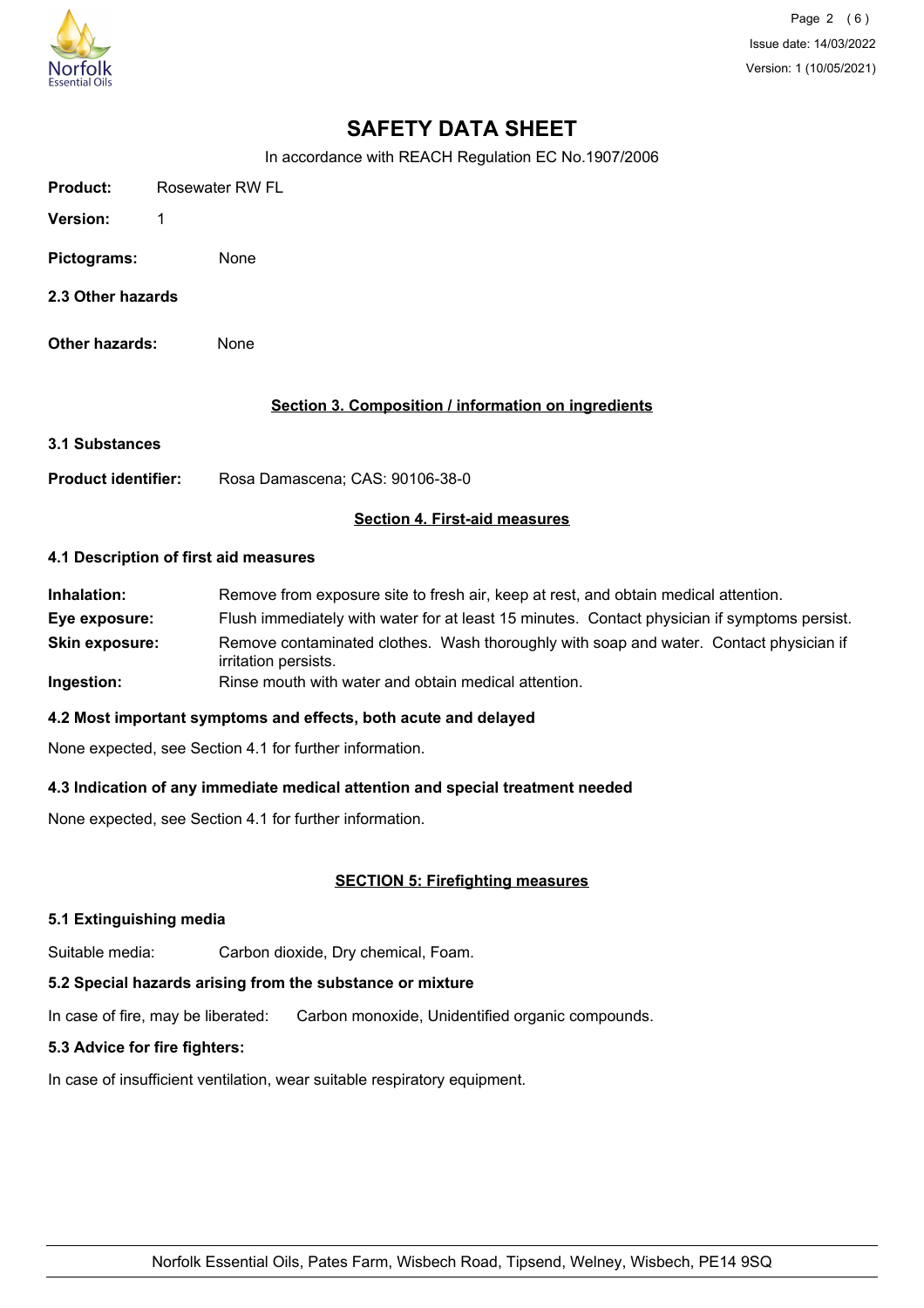# SAFETY DATA SHEET

In accordance with REACH Regulation EC No.1907/2006

**Product:** Rosewater RW FL

**Version:** 1

**Pictograms:** None

**2.3 Other hazards**

**Other hazards:** None

## Section 3. Composition / information on ingredients

**3.1 Substances**

**Product identifier:** Rosa Damascena; CAS: 90106-38-0

## Section 4. First-aid measures

**4.1 Description of first aid measures**

**Inhalation:** Remove from exposure site to fresh air, keep at rest, and obtain medical attention.

**Eye exposure:** Flush immediately with water for at least 15 minutes. Contact physician if symptoms persist.

**Skin exposure:** Remove contaminated clothes. Wash thoroughly with soap and water. Contact physician if irritation persists.

**Ingestion:** Rinse mouth with water and obtain medical attention.

**4.2 Most important symptoms and effects, both acute and delayed**

None expected, see Section 4.1 for further information.

**4.3 Indication of any immediate medical attention and special treatment needed**

None expected, see Section 4.1 for further information.

## SECTION 5: Firefighting measures

**5.1 Extinguishing media**

Suitable media: Carbon dioxide, Dry chemical, Foam.

**5.2 Special hazards arising from the substance or mixture**

In case of fire, may be liberated: Carbon monoxide, Unidentified organic compounds.

**5.3 Advice for fire fighters:**

In case of insufficient ventilation, wear suitable respiratory equipment.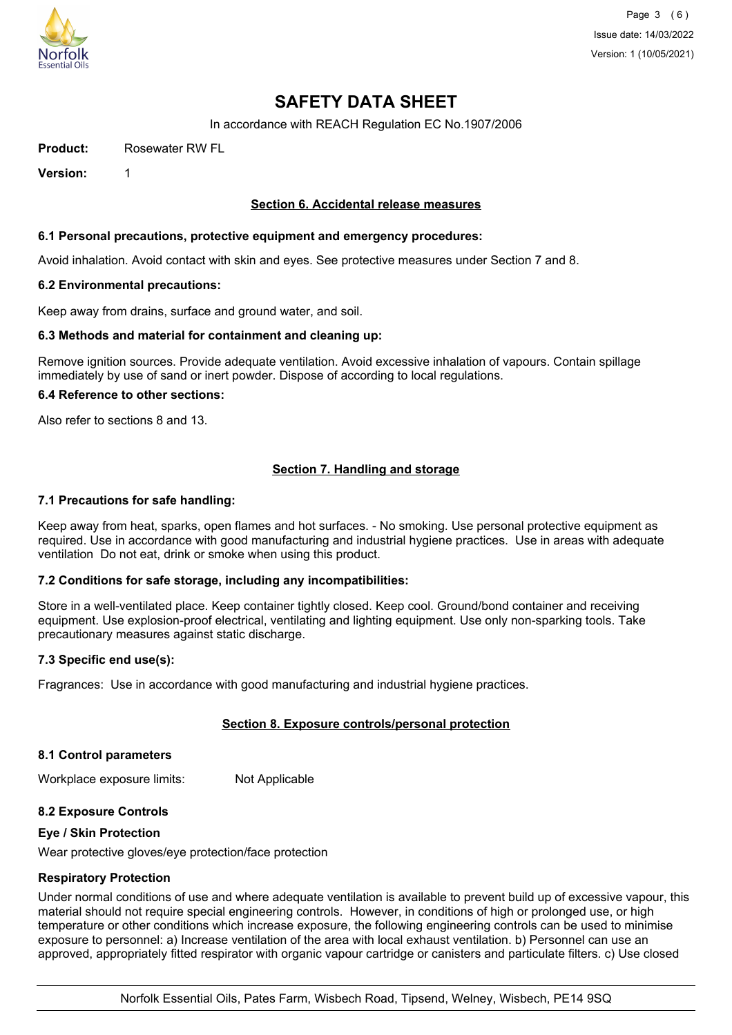# SAFETY DATA SHEET

In accordance with REACH Regulation EC No.1907/2006

**Product:** Rosewater RW FL

**Version:** 1

## Section 6. Accidental release measures

### 6.1 Personal precautions, protective equipment and emergency procedures:

Avoid inhalation. Avoid contact with skin and eyes. See protective measures under Section 7 and 8.

### 6.2 Environmental precautions:

Keep away from drains, surface and ground water, and soil.

### 6.3 Methods and material for containment and cleaning up:

Remove ignition sources. Provide adequate ventilation. Avoid excessive inhalation of vapours. Contain spillage immediately by use of sand or inert powder. Dispose of according to local regulations.

### 6.4 Reference to other sections:

Also refer to sections 8 and 13.

## Section 7. Handling and storage

### 7.1 Precautions for safe handling:

Keep away from heat, sparks, open flames and hot surfaces. - No smoking. Use personal protective equipment as required. Use in accordance with good manufacturing and industrial hygiene practices. Use in areas with adequate ventilation Do not eat, drink or smoke when using this product.

### 7.2 Conditions for safe storage, including any incompatibilities:

Store in a well-ventilated place. Keep container tightly closed. Keep cool. Ground/bond container and receiving equipment. Use explosion-proof electrical, ventilating and lighting equipment. Use only non-sparking tools. Take precautionary measures against static discharge.

### 7.3 Specific end use(s):

Fragrances: Use in accordance with good manufacturing and industrial hygiene practices.

## Section 8. Exposure controls/personal protection

### 8.1 Control parameters

Workplace exposure limits: Not Applicable

### 8.2 Exposure Controls

**Eye / Skin Protection**

Wear protective gloves/eye protection/face protection

**Respiratory Protection**

Under normal conditions of use and where adequate ventilation is available to prevent build up of excessive vapour, this material should not require special engineering controls. However, in conditions of high or prolonged use, or high temperature or other conditions which increase exposure, the following engineering controls can be used to minimise exposure to personnel: a) Increase ventilation of the area with local exhaust ventilation. b) Personnel can use an approved, appropriately fitted respirator with organic vapour cartridge or canisters and particulate filters. c) Use closed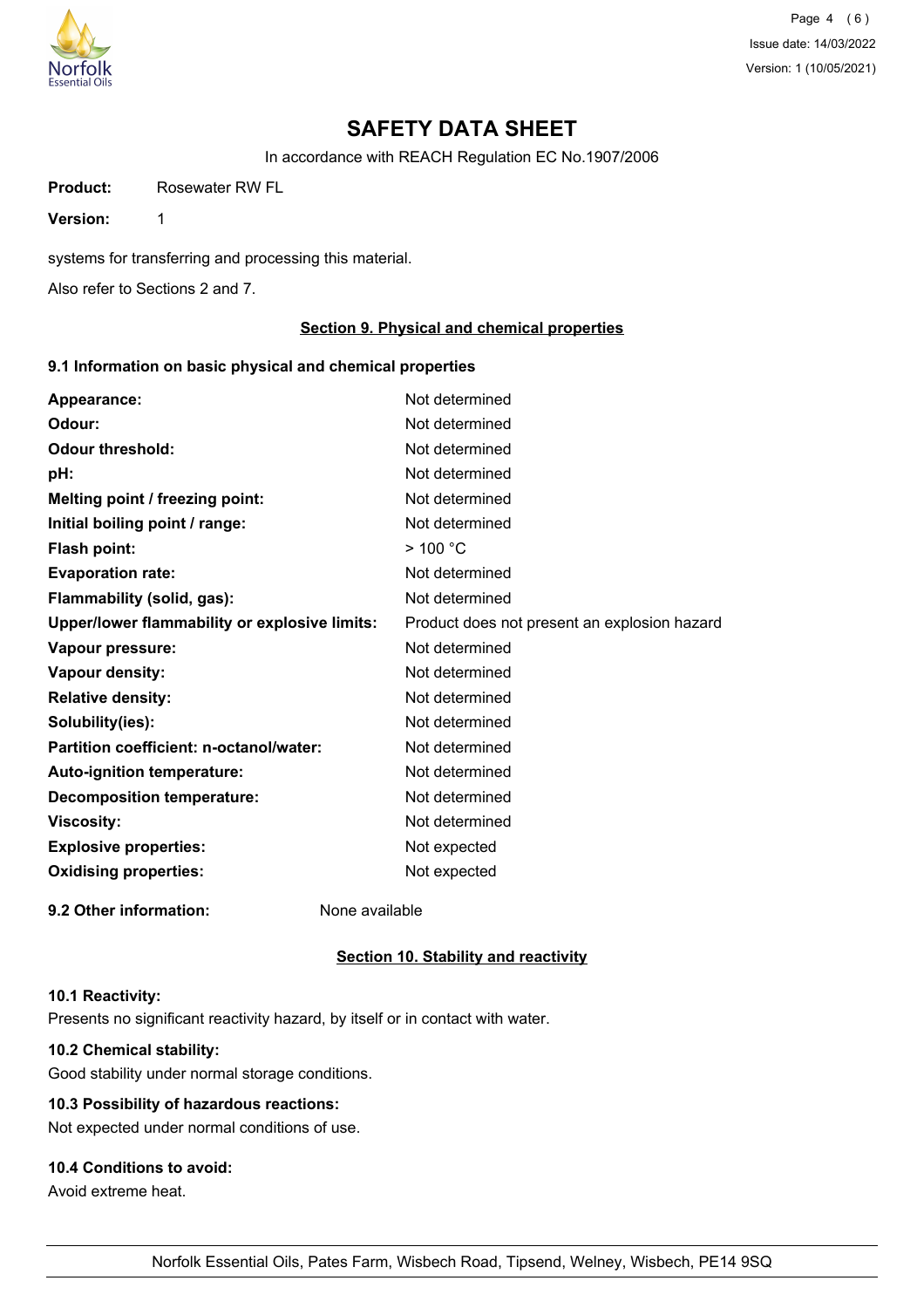# SAFETY DATA SHEET

In accordance with REACH Regulation EC No.1907/2006

**Product:** Rosewater RW FL

**Version:** 1

systems for transferring and processing this material.

Also refer to Sections 2 and 7.

## Section 9. Physical and chemical properties

### 9.1 Information on basic physical and chemical properties

| | |
|---|---|
| **Appearance:** | Not determined |
| **Odour:** | Not determined |
| **Odour threshold:** | Not determined |
| **pH:** | Not determined |
| **Melting point / freezing point:** | Not determined |
| **Initial boiling point / range:** | Not determined |
| **Flash point:** | > 100 °C |
| **Evaporation rate:** | Not determined |
| **Flammability (solid, gas):** | Not determined |
| **Upper/lower flammability or explosive limits:** | Product does not present an explosion hazard |
| **Vapour pressure:** | Not determined |
| **Vapour density:** | Not determined |
| **Relative density:** | Not determined |
| **Solubility(ies):** | Not determined |
| **Partition coefficient: n-octanol/water:** | Not determined |
| **Auto-ignition temperature:** | Not determined |
| **Decomposition temperature:** | Not determined |
| **Viscosity:** | Not determined |
| **Explosive properties:** | Not expected |
| **Oxidising properties:** | Not expected |

**9.2 Other information:** None available

## Section 10. Stability and reactivity

**10.1 Reactivity:**

Presents no significant reactivity hazard, by itself or in contact with water.

**10.2 Chemical stability:**

Good stability under normal storage conditions.

**10.3 Possibility of hazardous reactions:**

Not expected under normal conditions of use.

**10.4 Conditions to avoid:**

Avoid extreme heat.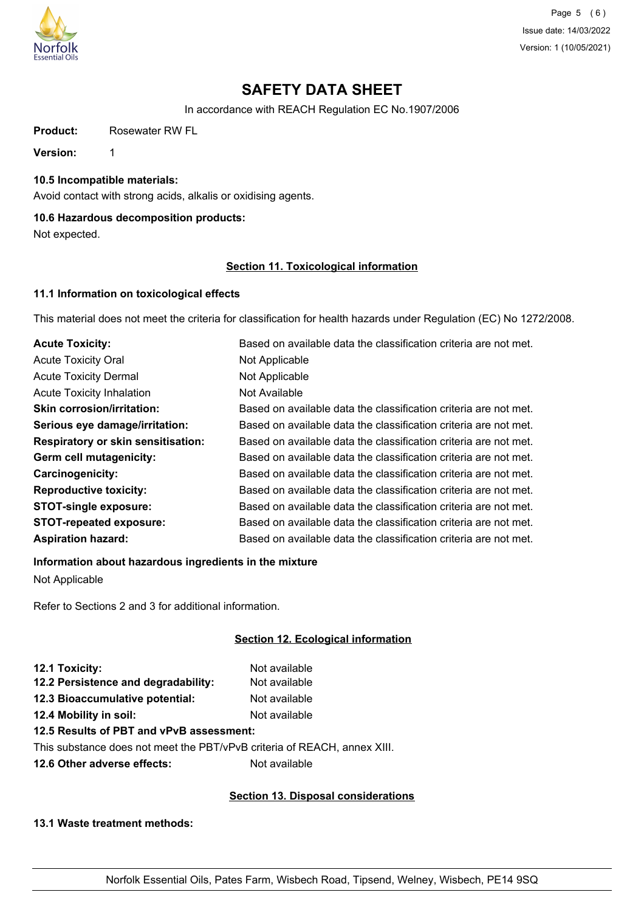# SAFETY DATA SHEET

In accordance with REACH Regulation EC No.1907/2006

**Product:** Rosewater RW FL

**Version:** 1

### 10.5 Incompatible materials:

Avoid contact with strong acids, alkalis or oxidising agents.

### 10.6 Hazardous decomposition products:

Not expected.

## Section 11. Toxicological information

### 11.1 Information on toxicological effects

This material does not meet the criteria for classification for health hazards under Regulation (EC) No 1272/2008.

| | |
|---|---|
| **Acute Toxicity:** | Based on available data the classification criteria are not met. |
| Acute Toxicity Oral | Not Applicable |
| Acute Toxicity Dermal | Not Applicable |
| Acute Toxicity Inhalation | Not Available |
| **Skin corrosion/irritation:** | Based on available data the classification criteria are not met. |
| **Serious eye damage/irritation:** | Based on available data the classification criteria are not met. |
| **Respiratory or skin sensitisation:** | Based on available data the classification criteria are not met. |
| **Germ cell mutagenicity:** | Based on available data the classification criteria are not met. |
| **Carcinogenicity:** | Based on available data the classification criteria are not met. |
| **Reproductive toxicity:** | Based on available data the classification criteria are not met. |
| **STOT-single exposure:** | Based on available data the classification criteria are not met. |
| **STOT-repeated exposure:** | Based on available data the classification criteria are not met. |
| **Aspiration hazard:** | Based on available data the classification criteria are not met. |

### Information about hazardous ingredients in the mixture

Not Applicable

Refer to Sections 2 and 3 for additional information.

## Section 12. Ecological information

| | |
|---|---|
| **12.1 Toxicity:** | Not available |
| **12.2 Persistence and degradability:** | Not available |
| **12.3 Bioaccumulative potential:** | Not available |
| **12.4 Mobility in soil:** | Not available |

**12.5 Results of PBT and vPvB assessment:**

This substance does not meet the PBT/vPvB criteria of REACH, annex XIII.

**12.6 Other adverse effects:** Not available

## Section 13. Disposal considerations

### 13.1 Waste treatment methods: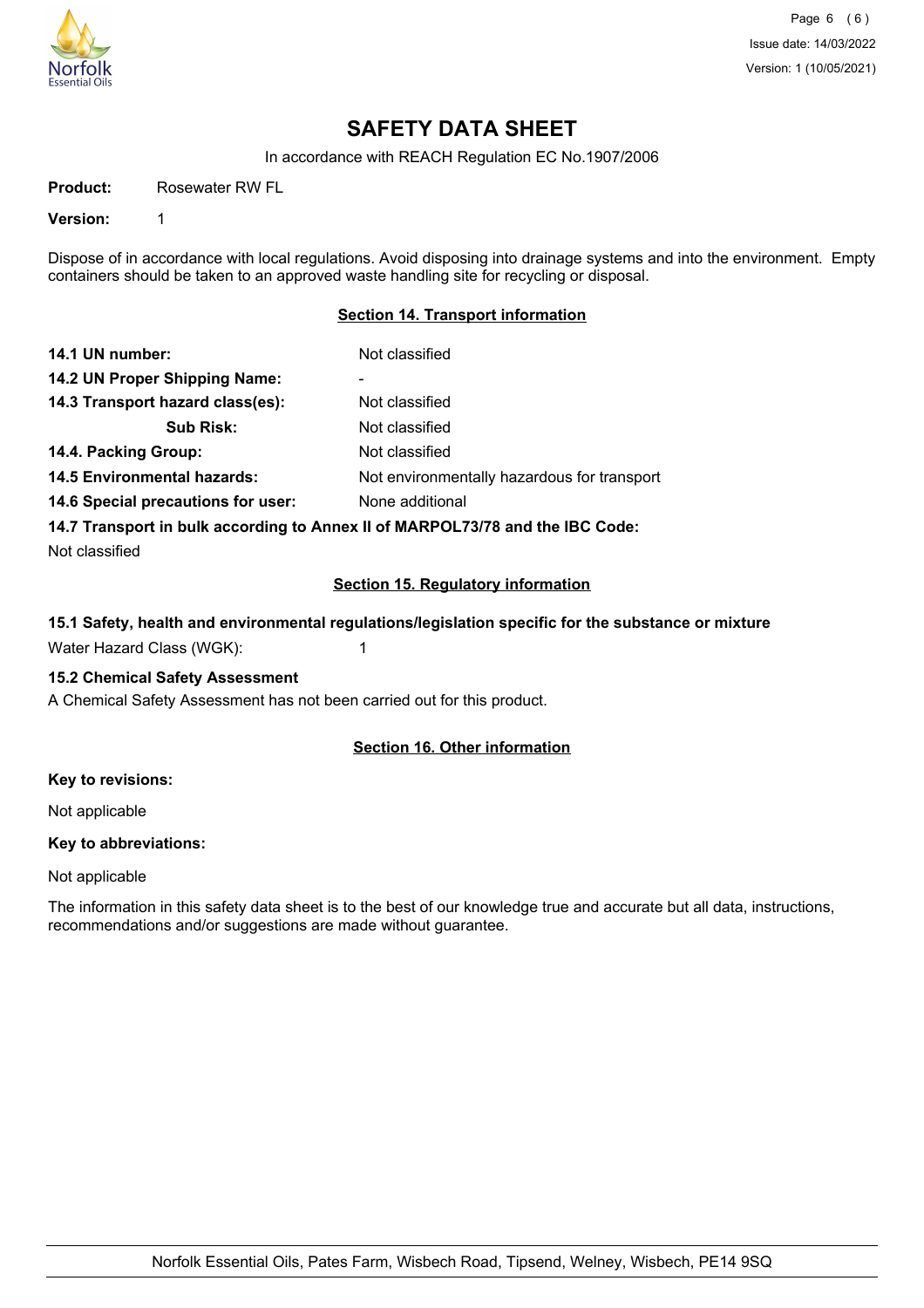# SAFETY DATA SHEET

In accordance with REACH Regulation EC No.1907/2006

**Product:** Rosewater RW FL

**Version:** 1

Dispose of in accordance with local regulations. Avoid disposing into drainage systems and into the environment. Empty containers should be taken to an approved waste handling site for recycling or disposal.

## Section 14. Transport information

| | |
|---|---|
| **14.1 UN number:** | Not classified |
| **14.2 UN Proper Shipping Name:** | - |
| **14.3 Transport hazard class(es):** | Not classified |
| **Sub Risk:** | Not classified |
| **14.4. Packing Group:** | Not classified |
| **14.5 Environmental hazards:** | Not environmentally hazardous for transport |
| **14.6 Special precautions for user:** | None additional |

**14.7 Transport in bulk according to Annex II of MARPOL73/78 and the IBC Code:**

Not classified

## Section 15. Regulatory information

**15.1 Safety, health and environmental regulations/legislation specific for the substance or mixture**

Water Hazard Class (WGK): 1

**15.2 Chemical Safety Assessment**

A Chemical Safety Assessment has not been carried out for this product.

## Section 16. Other information

**Key to revisions:**

Not applicable

**Key to abbreviations:**

Not applicable

The information in this safety data sheet is to the best of our knowledge true and accurate but all data, instructions, recommendations and/or suggestions are made without guarantee.

Norfolk Essential Oils, Pates Farm, Wisbech Road, Tipsend, Welney, Wisbech, PE14 9SQ